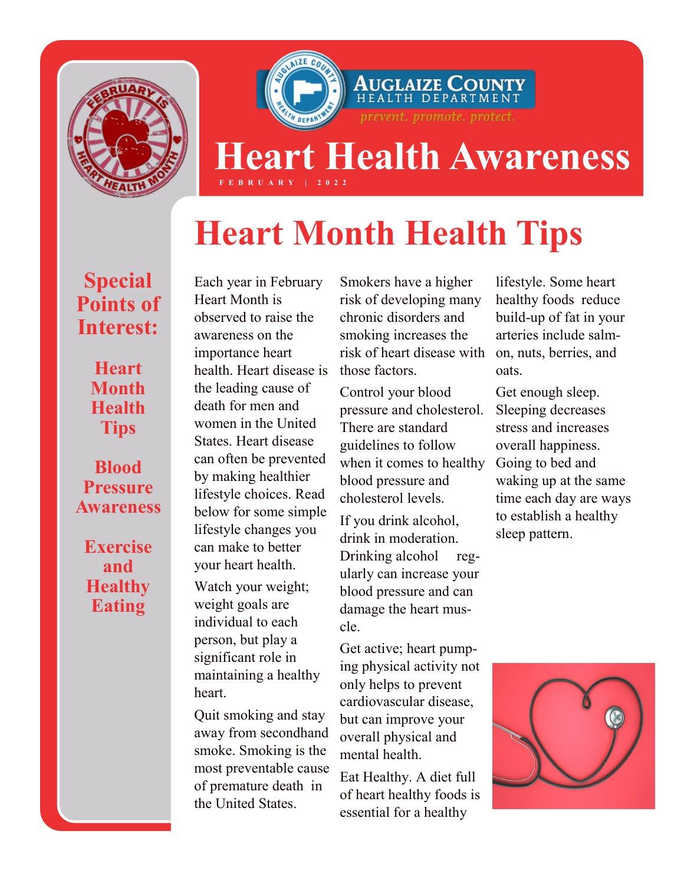Auglaize County Health Department

*prevent. promote. protect.*

# Heart Health Awareness

FEBRUARY | 2022

**Special Points of Interest:**

- Heart Month Health Tips
- Blood Pressure Awareness
- Exercise and Healthy Eating

## Heart Month Health Tips

Each year in February Heart Month is observed to raise the awareness on the importance heart health. Heart disease is the leading cause of death for men and women in the United States. Heart disease can often be prevented by making healthier lifestyle choices. Read below for some simple lifestyle changes you can make to better your heart health.

Watch your weight; weight goals are individual to each person, but play a significant role in maintaining a healthy heart.

Quit smoking and stay away from secondhand smoke. Smoking is the most preventable cause of premature death in the United States. Smokers have a higher risk of developing many chronic disorders and smoking increases the risk of heart disease with those factors.

Control your blood pressure and cholesterol. There are standard guidelines to follow when it comes to healthy blood pressure and cholesterol levels.

If you drink alcohol, drink in moderation. Drinking alcohol regularly can increase your blood pressure and can damage the heart muscle.

Get active; heart pumping physical activity not only helps to prevent cardiovascular disease, but can improve your overall physical and mental health.

Eat Healthy. A diet full of heart healthy foods is essential for a healthy lifestyle. Some heart healthy foods reduce build-up of fat in your arteries include salmon, nuts, berries, and oats.

Get enough sleep. Sleeping decreases stress and increases overall happiness. Going to bed and waking up at the same time each day are ways to establish a healthy sleep pattern.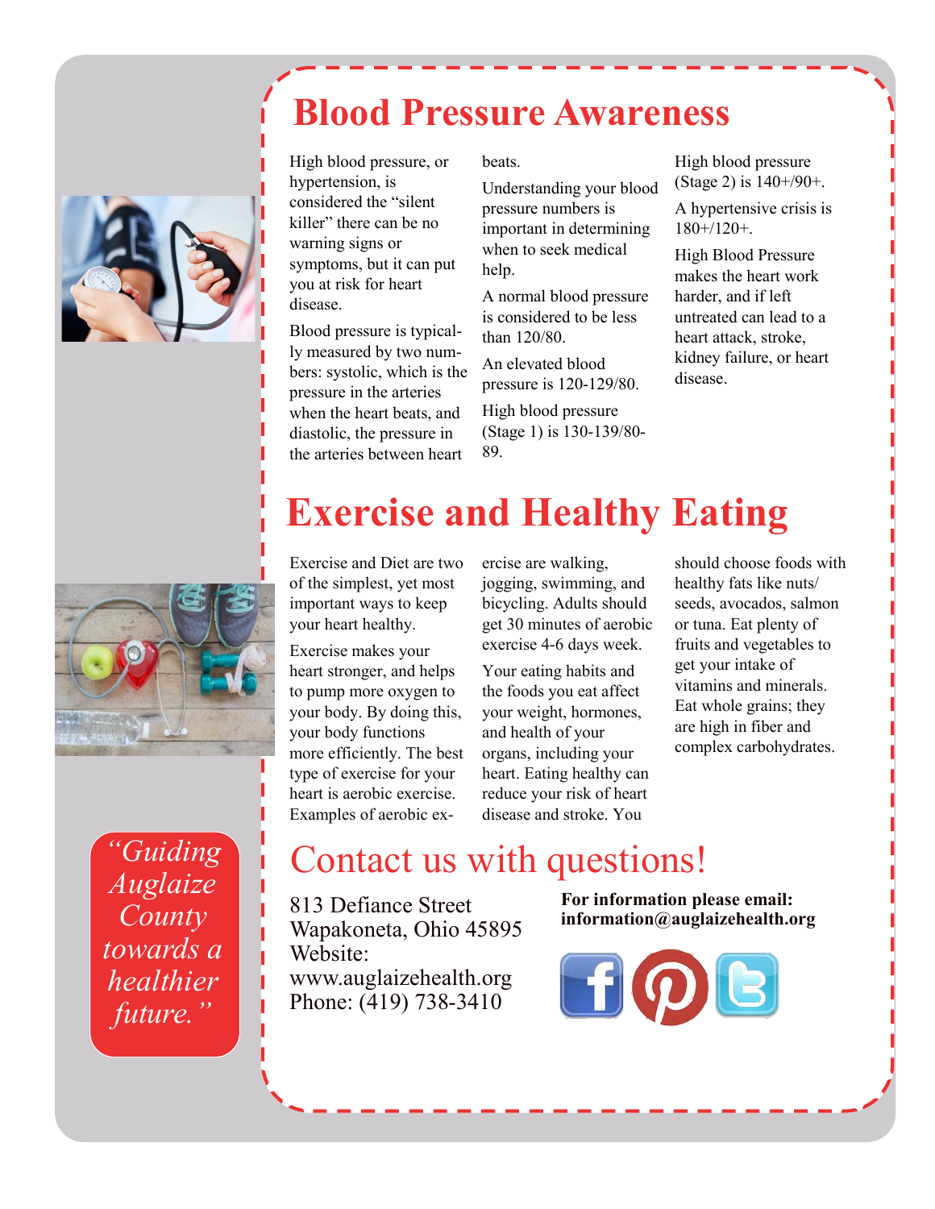# Blood Pressure Awareness

High blood pressure, or hypertension, is considered the "silent killer" there can be no warning signs or symptoms, but it can put you at risk for heart disease.

Blood pressure is typically measured by two numbers: systolic, which is the pressure in the arteries when the heart beats, and diastolic, the pressure in the arteries between heart beats.

Understanding your blood pressure numbers is important in determining when to seek medical help.

A normal blood pressure is considered to be less than 120/80.

An elevated blood pressure is 120-129/80.

High blood pressure (Stage 1) is 130-139/80-89.

High blood pressure (Stage 2) is 140+/90+.

A hypertensive crisis is 180+/120+.

High Blood Pressure makes the heart work harder, and if left untreated can lead to a heart attack, stroke, kidney failure, or heart disease.

# Exercise and Healthy Eating

Exercise and Diet are two of the simplest, yet most important ways to keep your heart healthy.

Exercise makes your heart stronger, and helps to pump more oxygen to your body. By doing this, your body functions more efficiently. The best type of exercise for your heart is aerobic exercise. Examples of aerobic exercise are walking, jogging, swimming, and bicycling. Adults should get 30 minutes of aerobic exercise 4-6 days week.

Your eating habits and the foods you eat affect your weight, hormones, and health of your organs, including your heart. Eating healthy can reduce your risk of heart disease and stroke. You should choose foods with healthy fats like nuts/seeds, avocados, salmon or tuna. Eat plenty of fruits and vegetables to get your intake of vitamins and minerals. Eat whole grains; they are high in fiber and complex carbohydrates.

*"Guiding Auglaize County towards a healthier future."*

## Contact us with questions!

813 Defiance Street
Wapakoneta, Ohio 45895
Website:
www.auglaizehealth.org
Phone: (419) 738-3410

**For information please email:**
**information@auglaizehealth.org**